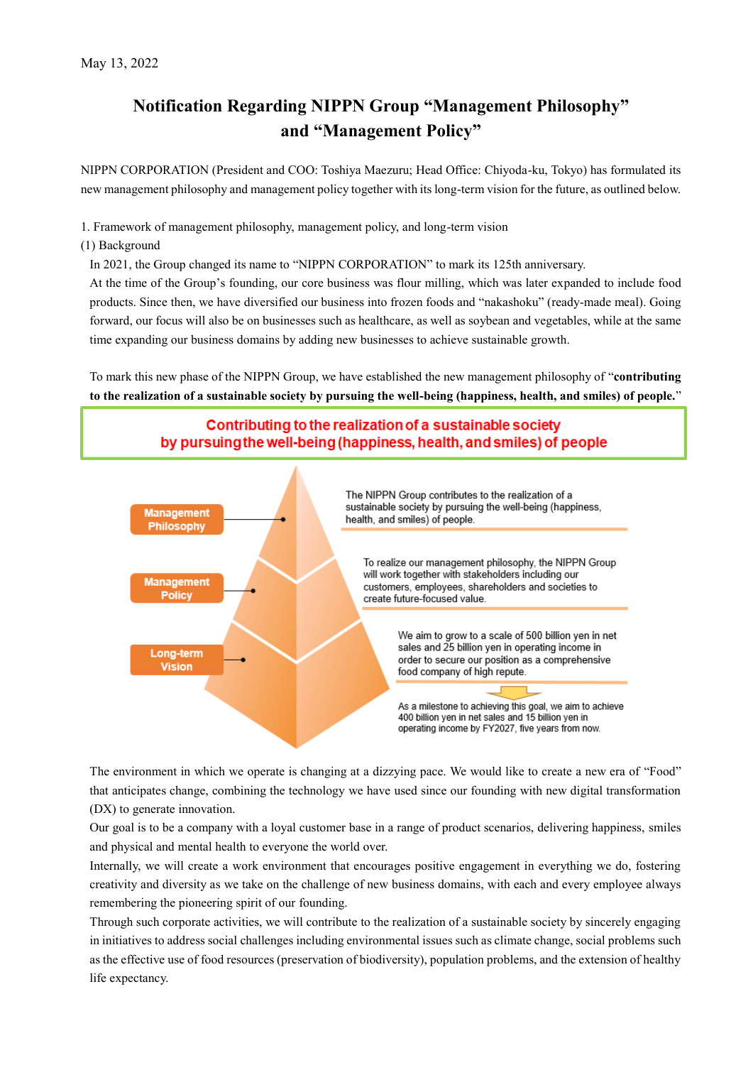May 13, 2022

# Notification Regarding NIPPN Group "Management Philosophy" and "Management Policy"

NIPPN CORPORATION (President and COO: Toshiya Maezuru; Head Office: Chiyoda-ku, Tokyo) has formulated its new management philosophy and management policy together with its long-term vision for the future, as outlined below.

1. Framework of management philosophy, management policy, and long-term vision

(1) Background

In 2021, the Group changed its name to "NIPPN CORPORATION" to mark its 125th anniversary.
At the time of the Group's founding, our core business was flour milling, which was later expanded to include food products. Since then, we have diversified our business into frozen foods and "nakashoku" (ready-made meal). Going forward, our focus will also be on businesses such as healthcare, as well as soybean and vegetables, while at the same time expanding our business domains by adding new businesses to achieve sustainable growth.

To mark this new phase of the NIPPN Group, we have established the new management philosophy of "**contributing to the realization of a sustainable society by pursuing the well-being (happiness, health, and smiles) of people.**"

**Contributing to the realization of a sustainable society by pursuing the well-being (happiness, health, and smiles) of people**

**Management Philosophy**: The NIPPN Group contributes to the realization of a sustainable society by pursuing the well-being (happiness, health, and smiles) of people.

**Management Policy**: To realize our management philosophy, the NIPPN Group will work together with stakeholders including our customers, employees, shareholders and societies to create future-focused value.

**Long-term Vision**: We aim to grow to a scale of 500 billion yen in net sales and 25 billion yen in operating income in order to secure our position as a comprehensive food company of high repute.

As a milestone to achieving this goal, we aim to achieve 400 billion yen in net sales and 15 billion yen in operating income by FY2027, five years from now.

The environment in which we operate is changing at a dizzying pace. We would like to create a new era of "Food" that anticipates change, combining the technology we have used since our founding with new digital transformation (DX) to generate innovation.
Our goal is to be a company with a loyal customer base in a range of product scenarios, delivering happiness, smiles and physical and mental health to everyone the world over.
Internally, we will create a work environment that encourages positive engagement in everything we do, fostering creativity and diversity as we take on the challenge of new business domains, with each and every employee always remembering the pioneering spirit of our founding.
Through such corporate activities, we will contribute to the realization of a sustainable society by sincerely engaging in initiatives to address social challenges including environmental issues such as climate change, social problems such as the effective use of food resources (preservation of biodiversity), population problems, and the extension of healthy life expectancy.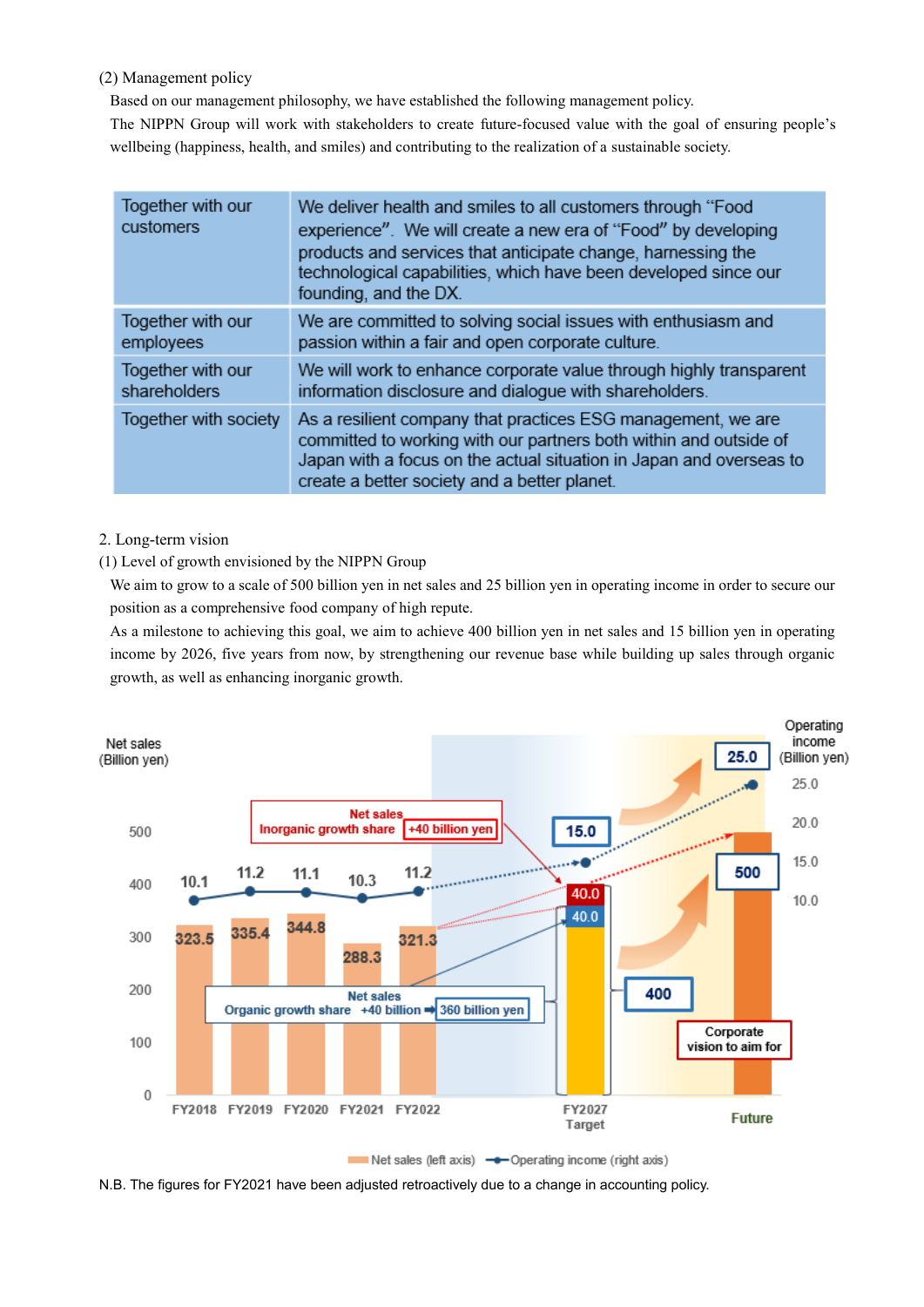(2) Management policy

Based on our management philosophy, we have established the following management policy.

The NIPPN Group will work with stakeholders to create future-focused value with the goal of ensuring people's wellbeing (happiness, health, and smiles) and contributing to the realization of a sustainable society.

| | |
|---|---|
| Together with our customers | We deliver health and smiles to all customers through "Food experience". We will create a new era of "Food" by developing products and services that anticipate change, harnessing the technological capabilities, which have been developed since our founding, and the DX. |
| Together with our employees | We are committed to solving social issues with enthusiasm and passion within a fair and open corporate culture. |
| Together with our shareholders | We will work to enhance corporate value through highly transparent information disclosure and dialogue with shareholders. |
| Together with society | As a resilient company that practices ESG management, we are committed to working with our partners both within and outside of Japan with a focus on the actual situation in Japan and overseas to create a better society and a better planet. |

2. Long-term vision

(1) Level of growth envisioned by the NIPPN Group

We aim to grow to a scale of 500 billion yen in net sales and 25 billion yen in operating income in order to secure our position as a comprehensive food company of high repute.

As a milestone to achieving this goal, we aim to achieve 400 billion yen in net sales and 15 billion yen in operating income by 2026, five years from now, by strengthening our revenue base while building up sales through organic growth, as well as enhancing inorganic growth.

| | FY2018 | FY2019 | FY2020 | FY2021 | FY2022 | FY2027 Target | Future (Corporate vision to aim for) |
|---|---|---|---|---|---|---|---|
| Net sales (Billion yen) | 323.5 | 335.4 | 344.8 | 288.3 | 321.3 | 400 | 500 |
| Operating income (Billion yen) | 10.1 | 11.2 | 11.1 | 10.3 | 11.2 | 15.0 | 25.0 |

Net sales Organic growth share +40 billion ➡ 360 billion yen

Net sales Inorganic growth share +40 billion yen

Net sales (left axis) — Operating income (right axis)

N.B. The figures for FY2021 have been adjusted retroactively due to a change in accounting policy.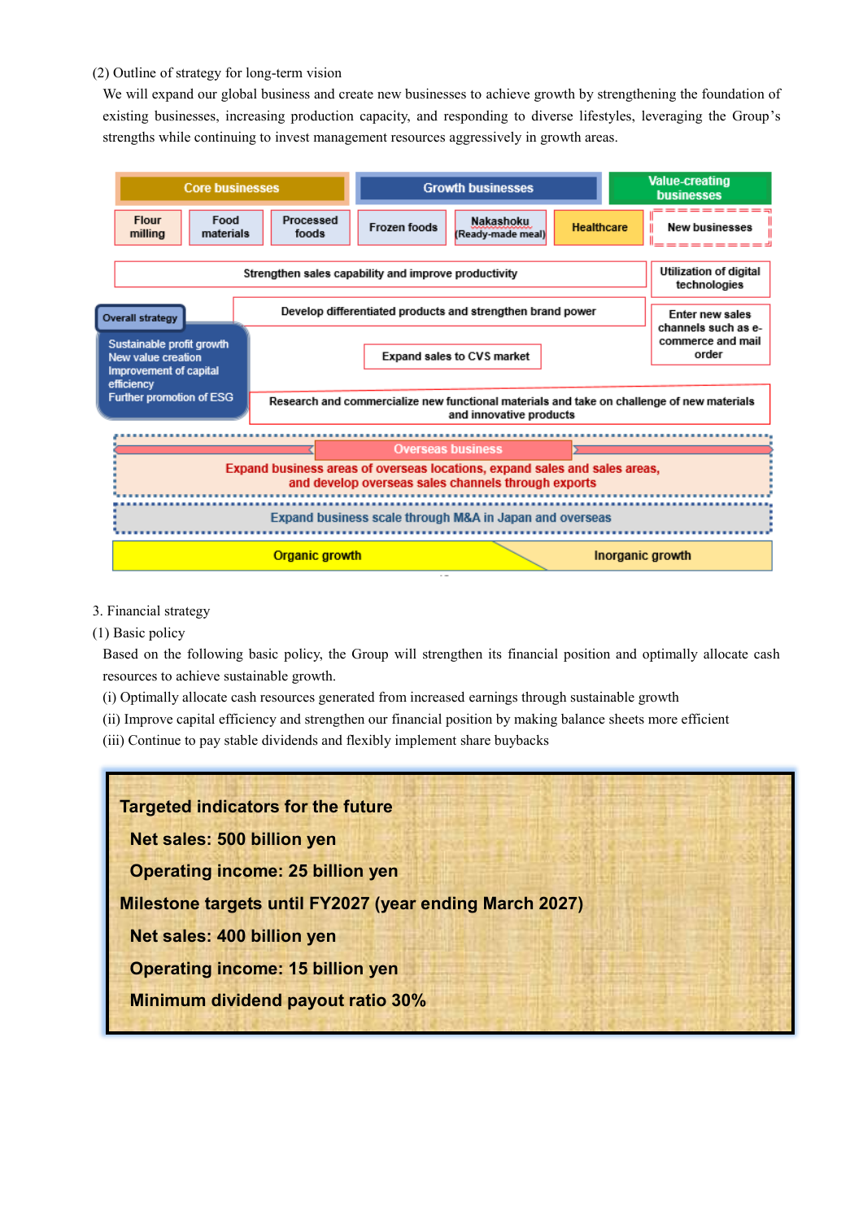(2) Outline of strategy for long-term vision

We will expand our global business and create new businesses to achieve growth by strengthening the foundation of existing businesses, increasing production capacity, and responding to diverse lifestyles, leveraging the Group's strengths while continuing to invest management resources aggressively in growth areas.

Core businesses
Growth businesses
Value-creating businesses
Flour milling
Food materials
Processed foods
Frozen foods
Nakashoku (Ready-made meal)
Healthcare
New businesses
Strengthen sales capability and improve productivity
Utilization of digital technologies
Overall strategy
Sustainable profit growth
New value creation
Improvement of capital efficiency
Further promotion of ESG
Develop differentiated products and strengthen brand power
Enter new sales channels such as e-commerce and mail order
Expand sales to CVS market
Research and commercialize new functional materials and take on challenge of new materials and innovative products
Overseas business
Expand business areas of overseas locations, expand sales and sales areas, and develop overseas sales channels through exports
Expand business scale through M&A in Japan and overseas
Organic growth
Inorganic growth

3. Financial strategy

(1) Basic policy

Based on the following basic policy, the Group will strengthen its financial position and optimally allocate cash resources to achieve sustainable growth.

(i) Optimally allocate cash resources generated from increased earnings through sustainable growth

(ii) Improve capital efficiency and strengthen our financial position by making balance sheets more efficient

(iii) Continue to pay stable dividends and flexibly implement share buybacks

**Targeted indicators for the future**

**Net sales: 500 billion yen**

**Operating income: 25 billion yen**

**Milestone targets until FY2027 (year ending March 2027)**

**Net sales: 400 billion yen**

**Operating income: 15 billion yen**

**Minimum dividend payout ratio 30%**